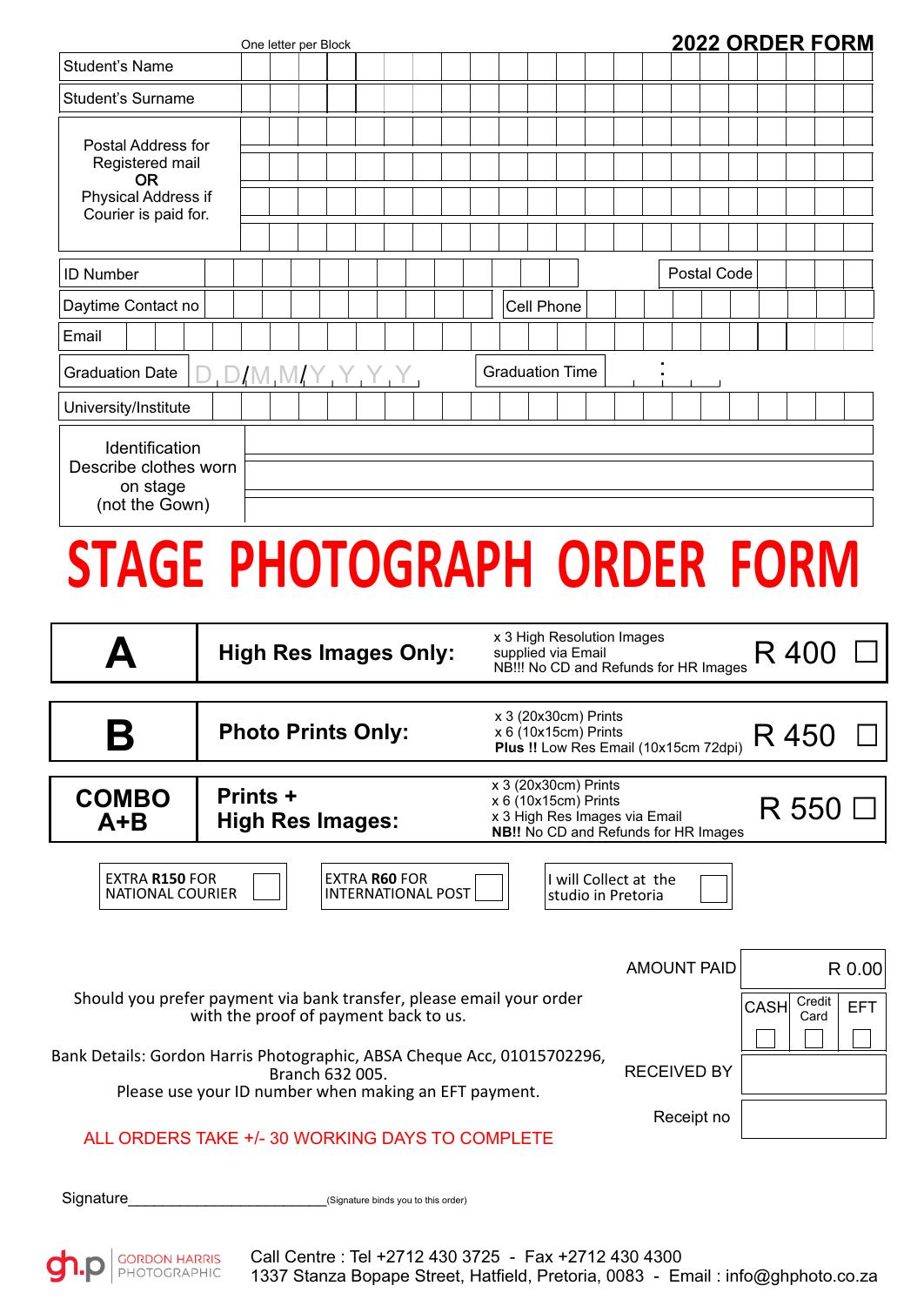One letter per Block

# 2022 ORDER FORM

| | |
|---|---|
| Student's Name | |
| Student's Surname | |
| Postal Address for Registered mail **OR** Physical Address if Courier is paid for. | |
| ID Number | |
| Postal Code | |
| Daytime Contact no | |
| Cell Phone | |
| Email | |
| Graduation Date | D D / M M / Y Y Y Y |
| Graduation Time | : |
| University/Institute | |
| Identification Describe clothes worn on stage (not the Gown) | |

# STAGE PHOTOGRAPH ORDER FORM

| | | | | |
|---|---|---|---|---|
| **A** | **High Res Images Only:** | x 3 High Resolution Images supplied via Email<br>NB!!! No CD and Refunds for HR Images | R 400 | ☐ |
| **B** | **Photo Prints Only:** | x 3 (20x30cm) Prints<br>x 6 (10x15cm) Prints<br>**Plus !!** Low Res Email (10x15cm 72dpi) | R 450 | ☐ |
| **COMBO A+B** | **Prints + High Res Images:** | x 3 (20x30cm) Prints<br>x 6 (10x15cm) Prints<br>x 3 High Res Images via Email<br>**NB!!** No CD and Refunds for HR Images | R 550 | ☐ |

EXTRA **R150** FOR NATIONAL COURIER ☐

EXTRA **R60** FOR INTERNATIONAL POST ☐

I will Collect at the studio in Pretoria ☐

| | |
|---|---|
| AMOUNT PAID | R 0.00 |
| | CASH ☐ / Credit Card ☐ / EFT ☐ |
| RECEIVED BY | |
| Receipt no | |

Should you prefer payment via bank transfer, please email your order with the proof of payment back to us.

Bank Details: Gordon Harris Photographic, ABSA Cheque Acc, 01015702296, Branch 632 005.
Please use your ID number when making an EFT payment.

ALL ORDERS TAKE +/- 30 WORKING DAYS TO COMPLETE

Signature________________________ (Signature binds you to this order)

gh.p GORDON HARRIS PHOTOGRAPHIC

Call Centre : Tel +2712 430 3725 - Fax +2712 430 4300
1337 Stanza Bopape Street, Hatfield, Pretoria, 0083 - Email : info@ghphoto.co.za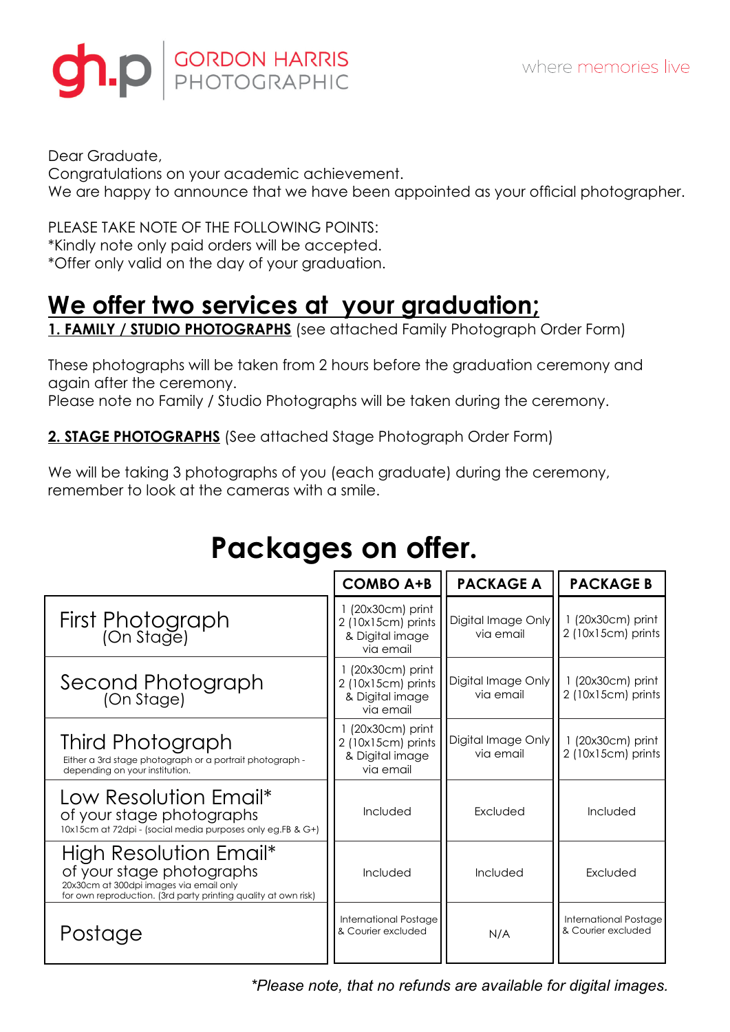gh.p | GORDON HARRIS PHOTOGRAPHIC

where memories live

Dear Graduate,
Congratulations on your academic achievement.
We are happy to announce that we have been appointed as your official photographer.

PLEASE TAKE NOTE OF THE FOLLOWING POINTS:
*Kindly note only paid orders will be accepted.
*Offer only valid on the day of your graduation.

## We offer two services at your graduation;

**1. FAMILY / STUDIO PHOTOGRAPHS** (see attached Family Photograph Order Form)

These photographs will be taken from 2 hours before the graduation ceremony and again after the ceremony.
Please note no Family / Studio Photographs will be taken during the ceremony.

**2. STAGE PHOTOGRAPHS** (See attached Stage Photograph Order Form)

We will be taking 3 photographs of you (each graduate) during the ceremony, remember to look at the cameras with a smile.

# Packages on offer.

| | COMBO A+B | PACKAGE A | PACKAGE B |
|---|---|---|---|
| First Photograph (On Stage) | 1 (20x30cm) print 2 (10x15cm) prints & Digital image via email | Digital Image Only via email | 1 (20x30cm) print 2 (10x15cm) prints |
| Second Photograph (On Stage) | 1 (20x30cm) print 2 (10x15cm) prints & Digital image via email | Digital Image Only via email | 1 (20x30cm) print 2 (10x15cm) prints |
| Third Photograph Either a 3rd stage photograph or a portrait photograph - depending on your institution. | 1 (20x30cm) print 2 (10x15cm) prints & Digital image via email | Digital Image Only via email | 1 (20x30cm) print 2 (10x15cm) prints |
| Low Resolution Email* of your stage photographs 10x15cm at 72dpi - (social media purposes only eg.FB & G+) | Included | Excluded | Included |
| High Resolution Email* of your stage photographs 20x30cm at 300dpi images via email only for own reproduction. (3rd party printing quality at own risk) | Included | Included | Excluded |
| Postage | International Postage & Courier excluded | N/A | International Postage & Courier excluded |

*\*Please note, that no refunds are available for digital images.*